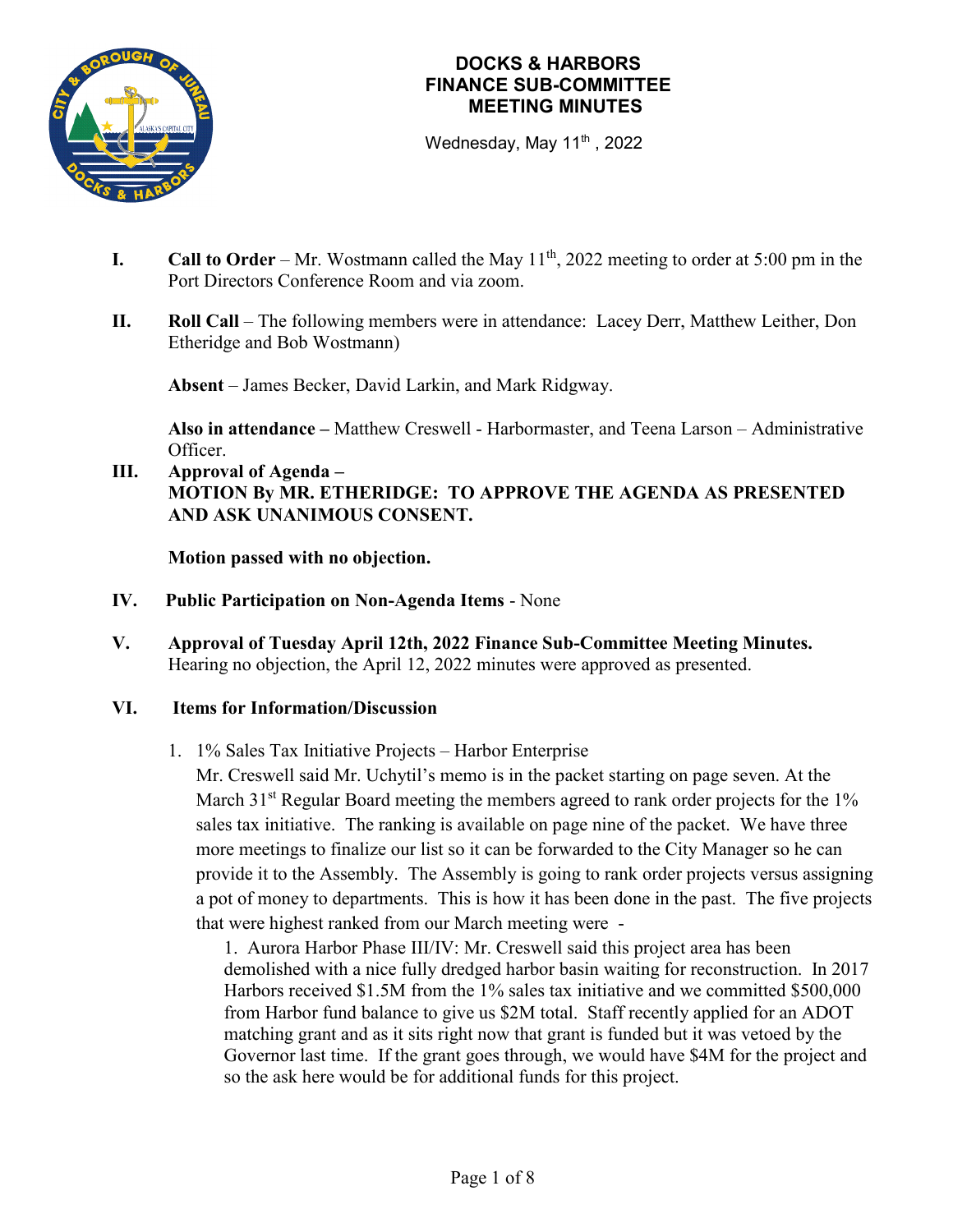# DOCKS & HARBORS
# FINANCE SUB-COMMITTEE
# MEETING MINUTES

Wednesday, May 11th, 2022

**I. Call to Order** – Mr. Wostmann called the May 11th, 2022 meeting to order at 5:00 pm in the Port Directors Conference Room and via zoom.

**II. Roll Call** – The following members were in attendance: Lacey Derr, Matthew Leither, Don Etheridge and Bob Wostmann)

**Absent** – James Becker, David Larkin, and Mark Ridgway.

**Also in attendance –** Matthew Creswell - Harbormaster, and Teena Larson – Administrative Officer.

**III. Approval of Agenda –**
**MOTION By MR. ETHERIDGE: TO APPROVE THE AGENDA AS PRESENTED AND ASK UNANIMOUS CONSENT.**

**Motion passed with no objection.**

**IV. Public Participation on Non-Agenda Items** - None

**V. Approval of Tuesday April 12th, 2022 Finance Sub-Committee Meeting Minutes.**
Hearing no objection, the April 12, 2022 minutes were approved as presented.

**VI. Items for Information/Discussion**

1. 1% Sales Tax Initiative Projects – Harbor Enterprise
   Mr. Creswell said Mr. Uchytil's memo is in the packet starting on page seven. At the March 31st Regular Board meeting the members agreed to rank order projects for the 1% sales tax initiative. The ranking is available on page nine of the packet. We have three more meetings to finalize our list so it can be forwarded to the City Manager so he can provide it to the Assembly. The Assembly is going to rank order projects versus assigning a pot of money to departments. This is how it has been done in the past. The five projects that were highest ranked from our March meeting were -

   1. Aurora Harbor Phase III/IV: Mr. Creswell said this project area has been demolished with a nice fully dredged harbor basin waiting for reconstruction. In 2017 Harbors received $1.5M from the 1% sales tax initiative and we committed $500,000 from Harbor fund balance to give us $2M total. Staff recently applied for an ADOT matching grant and as it sits right now that grant is funded but it was vetoed by the Governor last time. If the grant goes through, we would have $4M for the project and so the ask here would be for additional funds for this project.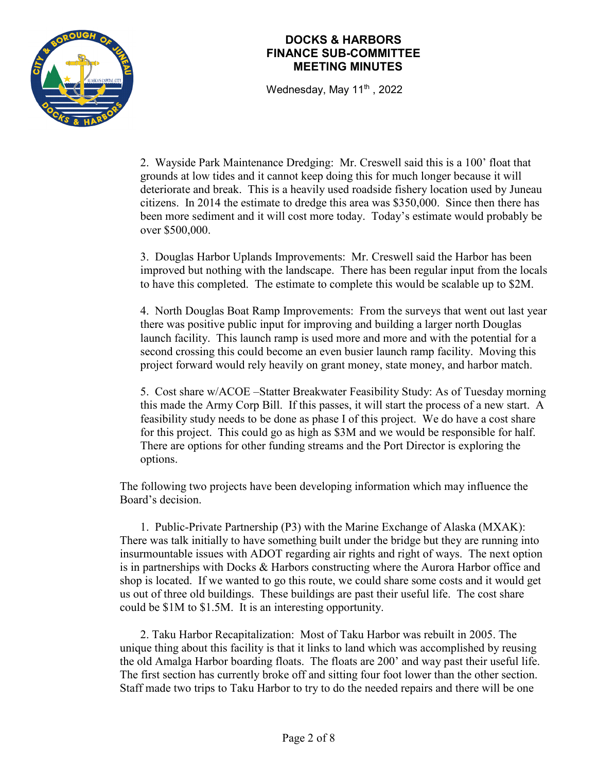2. Wayside Park Maintenance Dredging: Mr. Creswell said this is a 100' float that grounds at low tides and it cannot keep doing this for much longer because it will deteriorate and break. This is a heavily used roadside fishery location used by Juneau citizens. In 2014 the estimate to dredge this area was $350,000. Since then there has been more sediment and it will cost more today. Today's estimate would probably be over $500,000.

3. Douglas Harbor Uplands Improvements: Mr. Creswell said the Harbor has been improved but nothing with the landscape. There has been regular input from the locals to have this completed. The estimate to complete this would be scalable up to $2M.

4. North Douglas Boat Ramp Improvements: From the surveys that went out last year there was positive public input for improving and building a larger north Douglas launch facility. This launch ramp is used more and more and with the potential for a second crossing this could become an even busier launch ramp facility. Moving this project forward would rely heavily on grant money, state money, and harbor match.

5. Cost share w/ACOE –Statter Breakwater Feasibility Study: As of Tuesday morning this made the Army Corp Bill. If this passes, it will start the process of a new start. A feasibility study needs to be done as phase I of this project. We do have a cost share for this project. This could go as high as $3M and we would be responsible for half. There are options for other funding streams and the Port Director is exploring the options.

The following two projects have been developing information which may influence the Board's decision.

1. Public-Private Partnership (P3) with the Marine Exchange of Alaska (MXAK): There was talk initially to have something built under the bridge but they are running into insurmountable issues with ADOT regarding air rights and right of ways. The next option is in partnerships with Docks & Harbors constructing where the Aurora Harbor office and shop is located. If we wanted to go this route, we could share some costs and it would get us out of three old buildings. These buildings are past their useful life. The cost share could be $1M to $1.5M. It is an interesting opportunity.

2. Taku Harbor Recapitalization: Most of Taku Harbor was rebuilt in 2005. The unique thing about this facility is that it links to land which was accomplished by reusing the old Amalga Harbor boarding floats. The floats are 200' and way past their useful life. The first section has currently broke off and sitting four foot lower than the other section. Staff made two trips to Taku Harbor to try to do the needed repairs and there will be one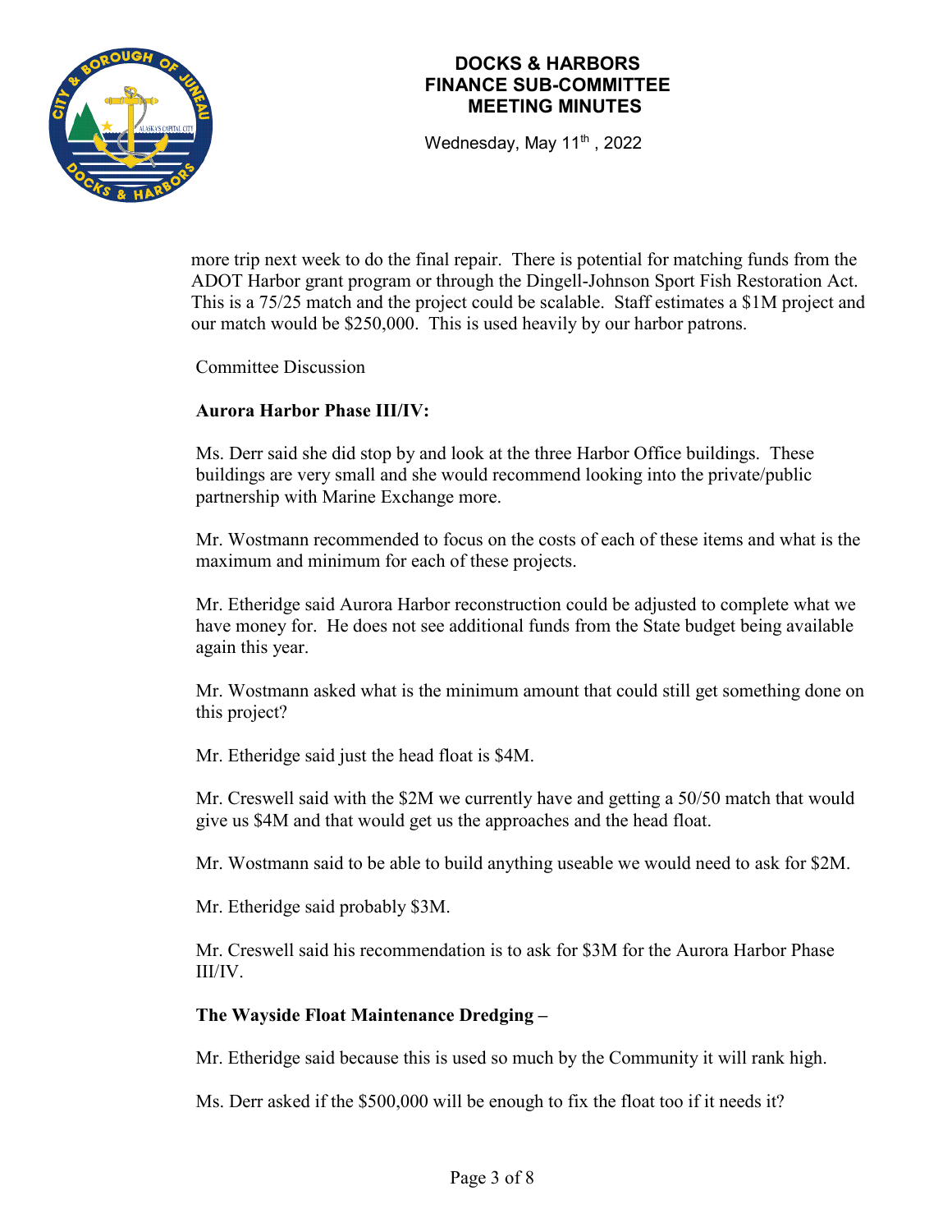more trip next week to do the final repair. There is potential for matching funds from the ADOT Harbor grant program or through the Dingell-Johnson Sport Fish Restoration Act. This is a 75/25 match and the project could be scalable. Staff estimates a $1M project and our match would be $250,000. This is used heavily by our harbor patrons.

Committee Discussion

**Aurora Harbor Phase III/IV:**

Ms. Derr said she did stop by and look at the three Harbor Office buildings. These buildings are very small and she would recommend looking into the private/public partnership with Marine Exchange more.

Mr. Wostmann recommended to focus on the costs of each of these items and what is the maximum and minimum for each of these projects.

Mr. Etheridge said Aurora Harbor reconstruction could be adjusted to complete what we have money for. He does not see additional funds from the State budget being available again this year.

Mr. Wostmann asked what is the minimum amount that could still get something done on this project?

Mr. Etheridge said just the head float is $4M.

Mr. Creswell said with the $2M we currently have and getting a 50/50 match that would give us $4M and that would get us the approaches and the head float.

Mr. Wostmann said to be able to build anything useable we would need to ask for $2M.

Mr. Etheridge said probably $3M.

Mr. Creswell said his recommendation is to ask for $3M for the Aurora Harbor Phase III/IV.

**The Wayside Float Maintenance Dredging –**

Mr. Etheridge said because this is used so much by the Community it will rank high.

Ms. Derr asked if the $500,000 will be enough to fix the float too if it needs it?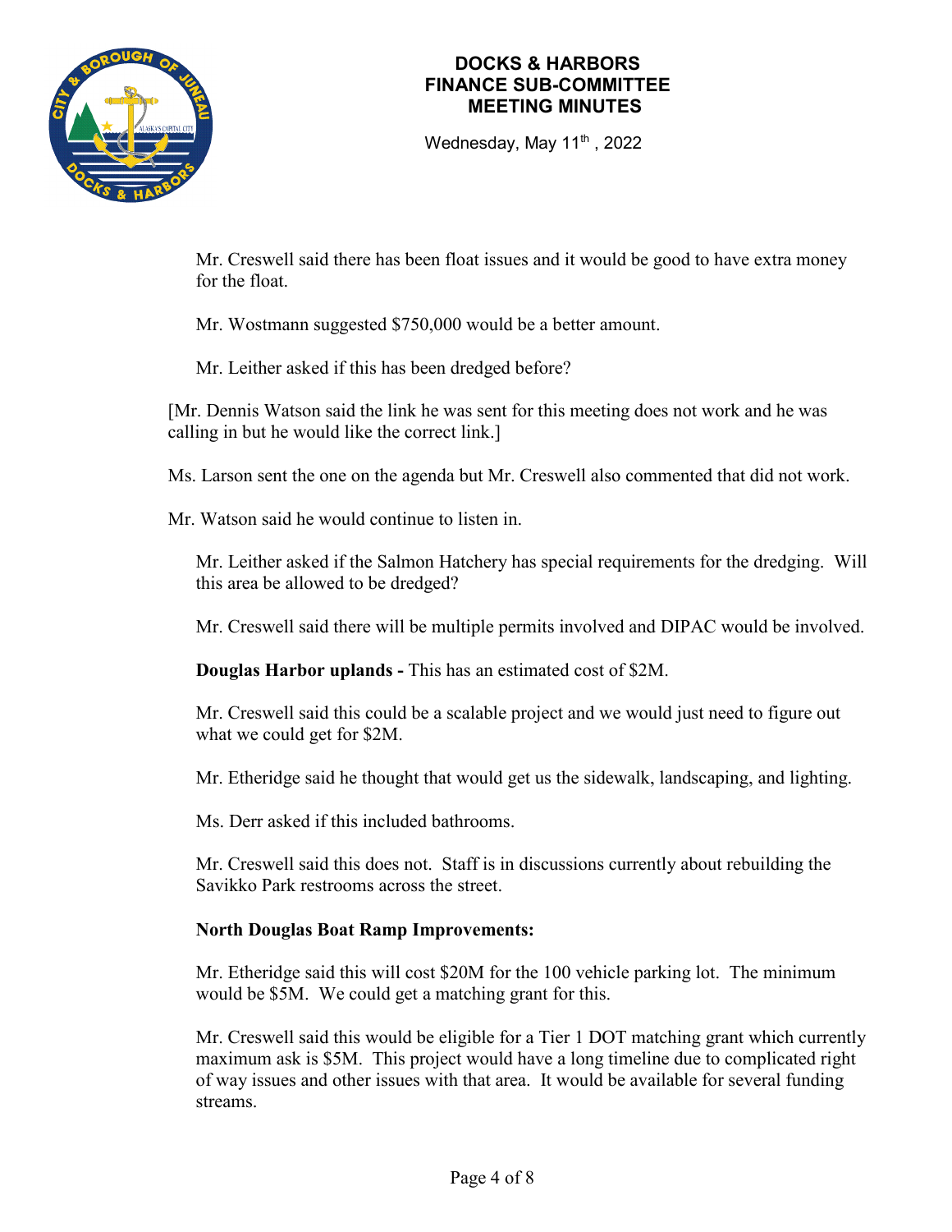Mr. Creswell said there has been float issues and it would be good to have extra money for the float.

Mr. Wostmann suggested $750,000 would be a better amount.

Mr. Leither asked if this has been dredged before?

[Mr. Dennis Watson said the link he was sent for this meeting does not work and he was calling in but he would like the correct link.]

Ms. Larson sent the one on the agenda but Mr. Creswell also commented that did not work.

Mr. Watson said he would continue to listen in.

Mr. Leither asked if the Salmon Hatchery has special requirements for the dredging. Will this area be allowed to be dredged?

Mr. Creswell said there will be multiple permits involved and DIPAC would be involved.

**Douglas Harbor uplands -** This has an estimated cost of $2M.

Mr. Creswell said this could be a scalable project and we would just need to figure out what we could get for $2M.

Mr. Etheridge said he thought that would get us the sidewalk, landscaping, and lighting.

Ms. Derr asked if this included bathrooms.

Mr. Creswell said this does not. Staff is in discussions currently about rebuilding the Savikko Park restrooms across the street.

**North Douglas Boat Ramp Improvements:**

Mr. Etheridge said this will cost $20M for the 100 vehicle parking lot. The minimum would be $5M. We could get a matching grant for this.

Mr. Creswell said this would be eligible for a Tier 1 DOT matching grant which currently maximum ask is $5M. This project would have a long timeline due to complicated right of way issues and other issues with that area. It would be available for several funding streams.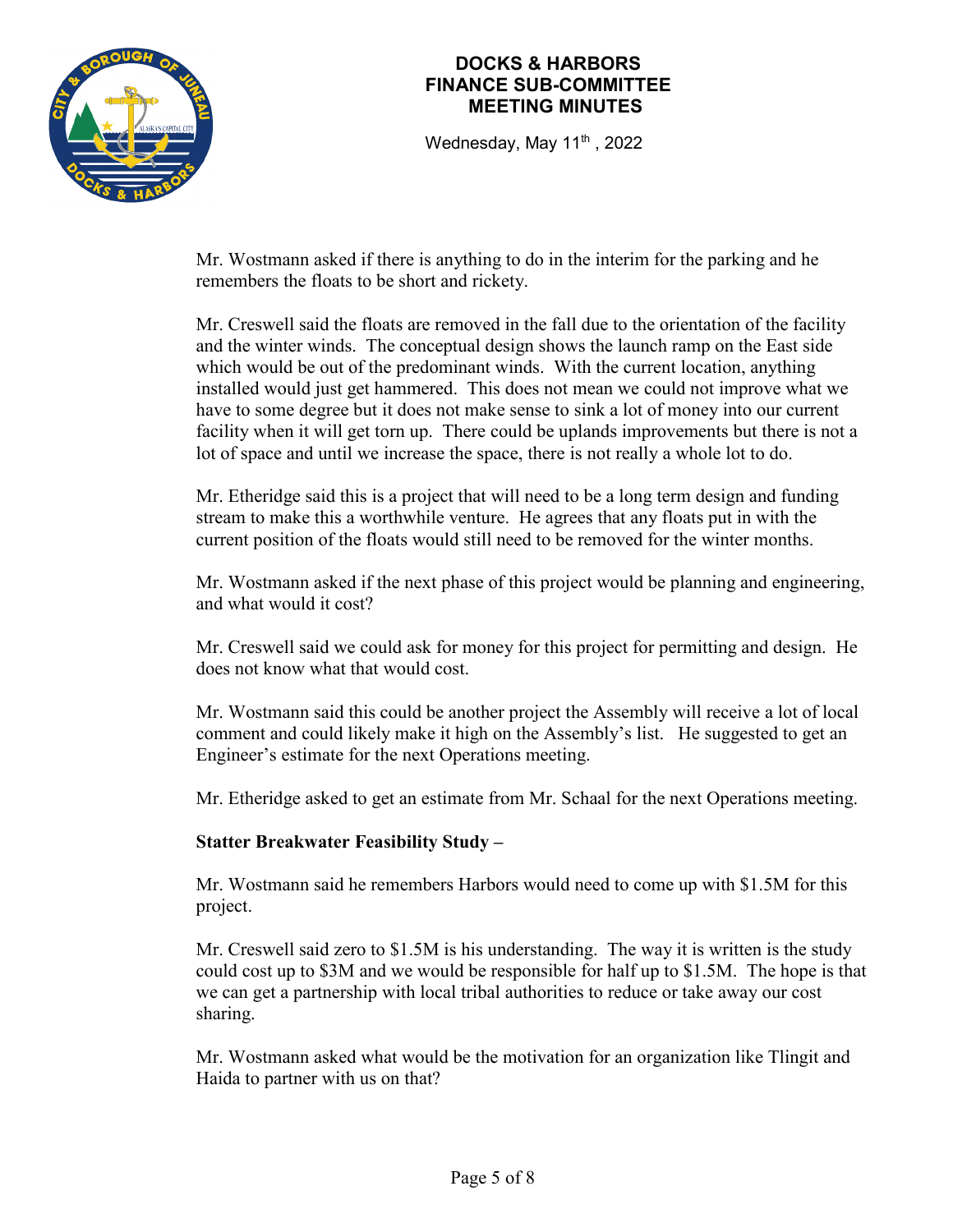Mr. Wostmann asked if there is anything to do in the interim for the parking and he remembers the floats to be short and rickety.

Mr. Creswell said the floats are removed in the fall due to the orientation of the facility and the winter winds. The conceptual design shows the launch ramp on the East side which would be out of the predominant winds. With the current location, anything installed would just get hammered. This does not mean we could not improve what we have to some degree but it does not make sense to sink a lot of money into our current facility when it will get torn up. There could be uplands improvements but there is not a lot of space and until we increase the space, there is not really a whole lot to do.

Mr. Etheridge said this is a project that will need to be a long term design and funding stream to make this a worthwhile venture. He agrees that any floats put in with the current position of the floats would still need to be removed for the winter months.

Mr. Wostmann asked if the next phase of this project would be planning and engineering, and what would it cost?

Mr. Creswell said we could ask for money for this project for permitting and design. He does not know what that would cost.

Mr. Wostmann said this could be another project the Assembly will receive a lot of local comment and could likely make it high on the Assembly's list. He suggested to get an Engineer's estimate for the next Operations meeting.

Mr. Etheridge asked to get an estimate from Mr. Schaal for the next Operations meeting.

**Statter Breakwater Feasibility Study –**

Mr. Wostmann said he remembers Harbors would need to come up with $1.5M for this project.

Mr. Creswell said zero to $1.5M is his understanding. The way it is written is the study could cost up to $3M and we would be responsible for half up to $1.5M. The hope is that we can get a partnership with local tribal authorities to reduce or take away our cost sharing.

Mr. Wostmann asked what would be the motivation for an organization like Tlingit and Haida to partner with us on that?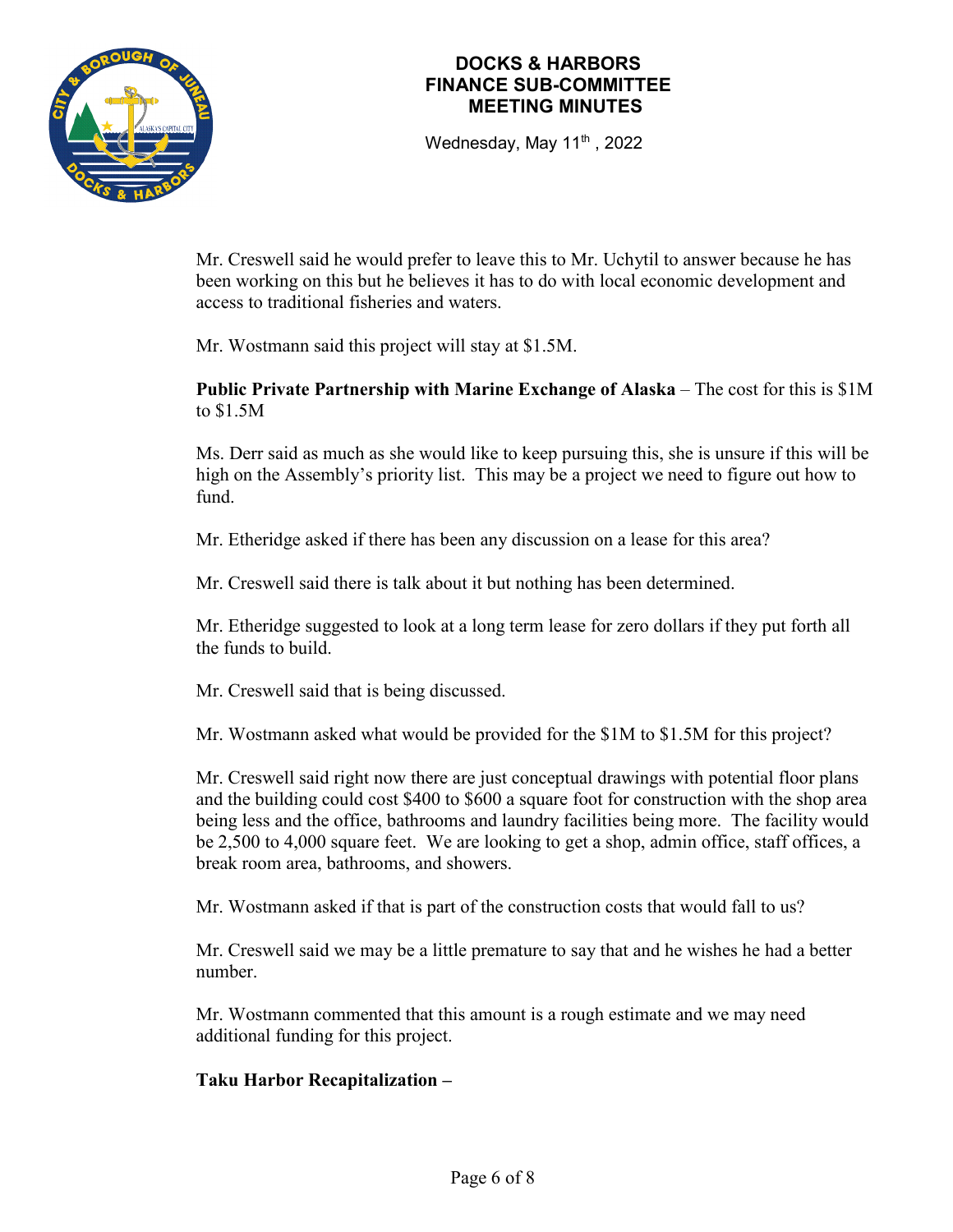Mr. Creswell said he would prefer to leave this to Mr. Uchytil to answer because he has been working on this but he believes it has to do with local economic development and access to traditional fisheries and waters.

Mr. Wostmann said this project will stay at $1.5M.

**Public Private Partnership with Marine Exchange of Alaska** – The cost for this is $1M to $1.5M

Ms. Derr said as much as she would like to keep pursuing this, she is unsure if this will be high on the Assembly's priority list. This may be a project we need to figure out how to fund.

Mr. Etheridge asked if there has been any discussion on a lease for this area?

Mr. Creswell said there is talk about it but nothing has been determined.

Mr. Etheridge suggested to look at a long term lease for zero dollars if they put forth all the funds to build.

Mr. Creswell said that is being discussed.

Mr. Wostmann asked what would be provided for the $1M to $1.5M for this project?

Mr. Creswell said right now there are just conceptual drawings with potential floor plans and the building could cost $400 to $600 a square foot for construction with the shop area being less and the office, bathrooms and laundry facilities being more. The facility would be 2,500 to 4,000 square feet. We are looking to get a shop, admin office, staff offices, a break room area, bathrooms, and showers.

Mr. Wostmann asked if that is part of the construction costs that would fall to us?

Mr. Creswell said we may be a little premature to say that and he wishes he had a better number.

Mr. Wostmann commented that this amount is a rough estimate and we may need additional funding for this project.

**Taku Harbor Recapitalization –**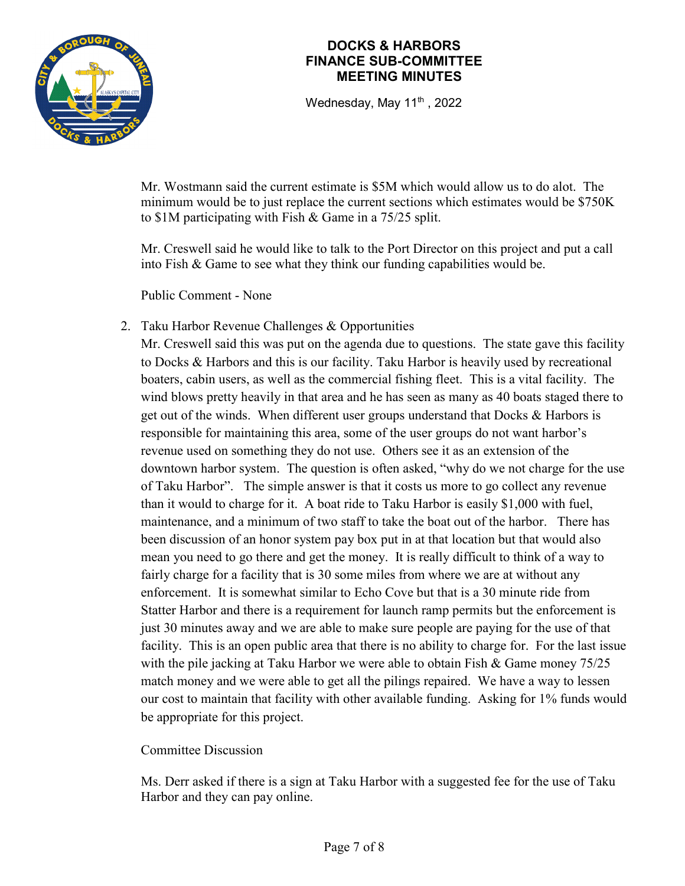Mr. Wostmann said the current estimate is $5M which would allow us to do alot. The minimum would be to just replace the current sections which estimates would be $750K to $1M participating with Fish & Game in a 75/25 split.

Mr. Creswell said he would like to talk to the Port Director on this project and put a call into Fish & Game to see what they think our funding capabilities would be.

Public Comment - None

2. Taku Harbor Revenue Challenges & Opportunities

   Mr. Creswell said this was put on the agenda due to questions. The state gave this facility to Docks & Harbors and this is our facility. Taku Harbor is heavily used by recreational boaters, cabin users, as well as the commercial fishing fleet. This is a vital facility. The wind blows pretty heavily in that area and he has seen as many as 40 boats staged there to get out of the winds. When different user groups understand that Docks & Harbors is responsible for maintaining this area, some of the user groups do not want harbor's revenue used on something they do not use. Others see it as an extension of the downtown harbor system. The question is often asked, "why do we not charge for the use of Taku Harbor". The simple answer is that it costs us more to go collect any revenue than it would to charge for it. A boat ride to Taku Harbor is easily $1,000 with fuel, maintenance, and a minimum of two staff to take the boat out of the harbor. There has been discussion of an honor system pay box put in at that location but that would also mean you need to go there and get the money. It is really difficult to think of a way to fairly charge for a facility that is 30 some miles from where we are at without any enforcement. It is somewhat similar to Echo Cove but that is a 30 minute ride from Statter Harbor and there is a requirement for launch ramp permits but the enforcement is just 30 minutes away and we are able to make sure people are paying for the use of that facility. This is an open public area that there is no ability to charge for. For the last issue with the pile jacking at Taku Harbor we were able to obtain Fish & Game money 75/25 match money and we were able to get all the pilings repaired. We have a way to lessen our cost to maintain that facility with other available funding. Asking for 1% funds would be appropriate for this project.

   Committee Discussion

   Ms. Derr asked if there is a sign at Taku Harbor with a suggested fee for the use of Taku Harbor and they can pay online.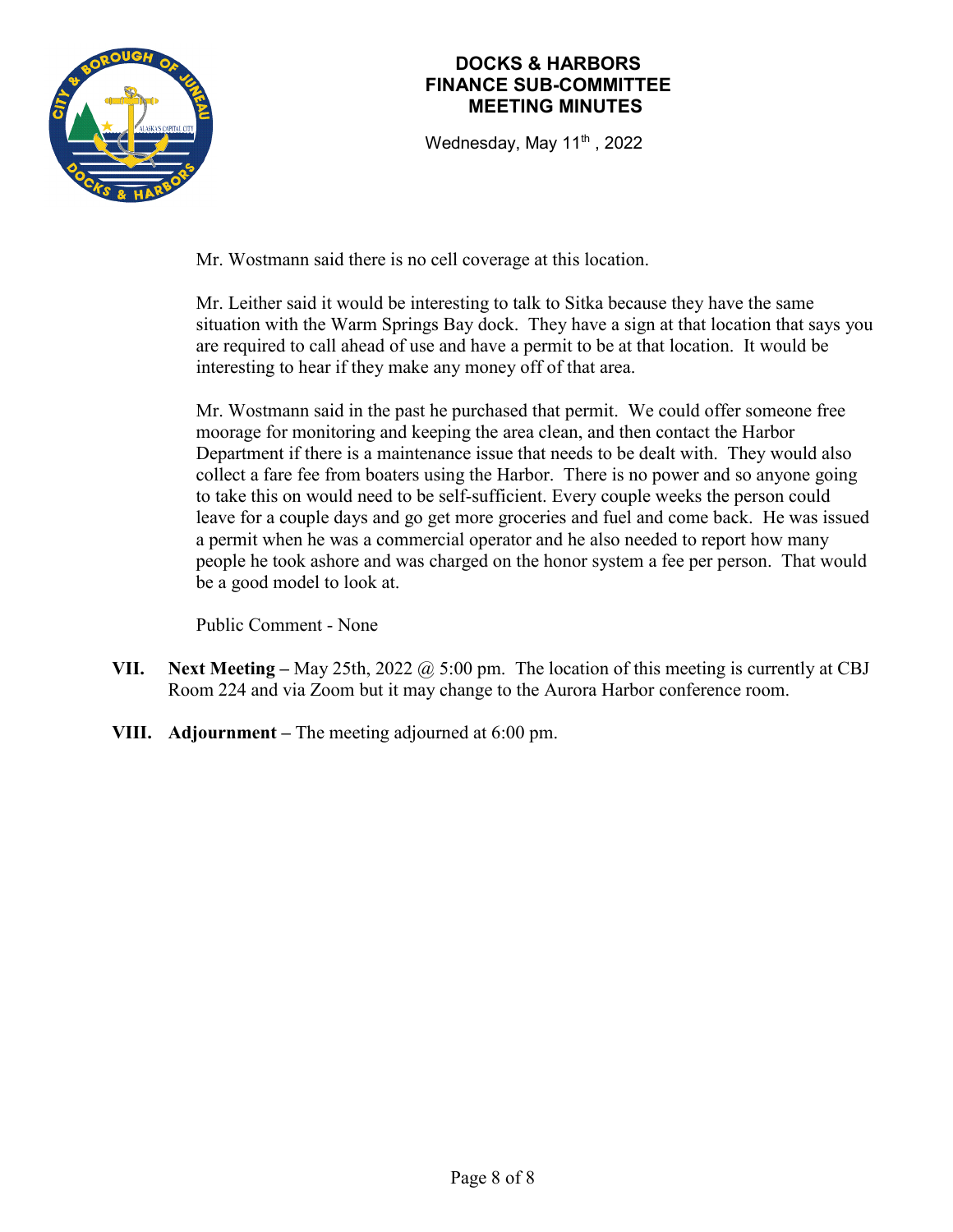Mr. Wostmann said there is no cell coverage at this location.

Mr. Leither said it would be interesting to talk to Sitka because they have the same situation with the Warm Springs Bay dock. They have a sign at that location that says you are required to call ahead of use and have a permit to be at that location. It would be interesting to hear if they make any money off of that area.

Mr. Wostmann said in the past he purchased that permit. We could offer someone free moorage for monitoring and keeping the area clean, and then contact the Harbor Department if there is a maintenance issue that needs to be dealt with. They would also collect a fare fee from boaters using the Harbor. There is no power and so anyone going to take this on would need to be self-sufficient. Every couple weeks the person could leave for a couple days and go get more groceries and fuel and come back. He was issued a permit when he was a commercial operator and he also needed to report how many people he took ashore and was charged on the honor system a fee per person. That would be a good model to look at.

Public Comment - None

**VII. Next Meeting –** May 25th, 2022 @ 5:00 pm. The location of this meeting is currently at CBJ Room 224 and via Zoom but it may change to the Aurora Harbor conference room.

**VIII. Adjournment –** The meeting adjourned at 6:00 pm.